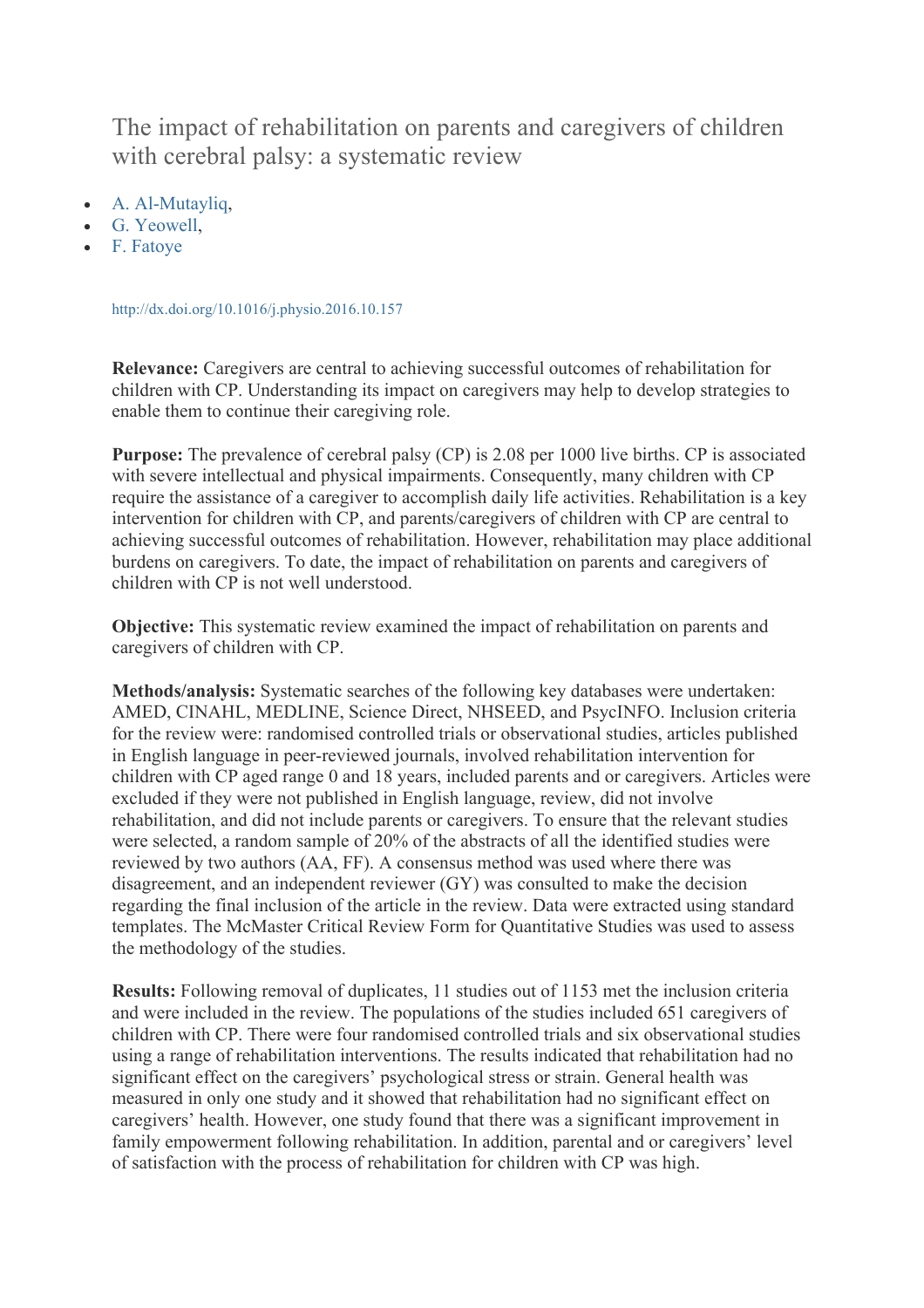# The impact of rehabilitation on parents and caregivers of children with cerebral palsy: a systematic review

- A. Al-Mutayliq,
- G. Yeowell,
- F. Fatoye

http://dx.doi.org/10.1016/j.physio.2016.10.157

**Relevance:** Caregivers are central to achieving successful outcomes of rehabilitation for children with CP. Understanding its impact on caregivers may help to develop strategies to enable them to continue their caregiving role.

**Purpose:** The prevalence of cerebral palsy (CP) is 2.08 per 1000 live births. CP is associated with severe intellectual and physical impairments. Consequently, many children with CP require the assistance of a caregiver to accomplish daily life activities. Rehabilitation is a key intervention for children with CP, and parents/caregivers of children with CP are central to achieving successful outcomes of rehabilitation. However, rehabilitation may place additional burdens on caregivers. To date, the impact of rehabilitation on parents and caregivers of children with CP is not well understood.

**Objective:** This systematic review examined the impact of rehabilitation on parents and caregivers of children with CP.

**Methods/analysis:** Systematic searches of the following key databases were undertaken: AMED, CINAHL, MEDLINE, Science Direct, NHSEED, and PsycINFO. Inclusion criteria for the review were: randomised controlled trials or observational studies, articles published in English language in peer-reviewed journals, involved rehabilitation intervention for children with CP aged range 0 and 18 years, included parents and or caregivers. Articles were excluded if they were not published in English language, review, did not involve rehabilitation, and did not include parents or caregivers. To ensure that the relevant studies were selected, a random sample of 20% of the abstracts of all the identified studies were reviewed by two authors (AA, FF). A consensus method was used where there was disagreement, and an independent reviewer (GY) was consulted to make the decision regarding the final inclusion of the article in the review. Data were extracted using standard templates. The McMaster Critical Review Form for Quantitative Studies was used to assess the methodology of the studies.

**Results:** Following removal of duplicates, 11 studies out of 1153 met the inclusion criteria and were included in the review. The populations of the studies included 651 caregivers of children with CP. There were four randomised controlled trials and six observational studies using a range of rehabilitation interventions. The results indicated that rehabilitation had no significant effect on the caregivers' psychological stress or strain. General health was measured in only one study and it showed that rehabilitation had no significant effect on caregivers' health. However, one study found that there was a significant improvement in family empowerment following rehabilitation. In addition, parental and or caregivers' level of satisfaction with the process of rehabilitation for children with CP was high.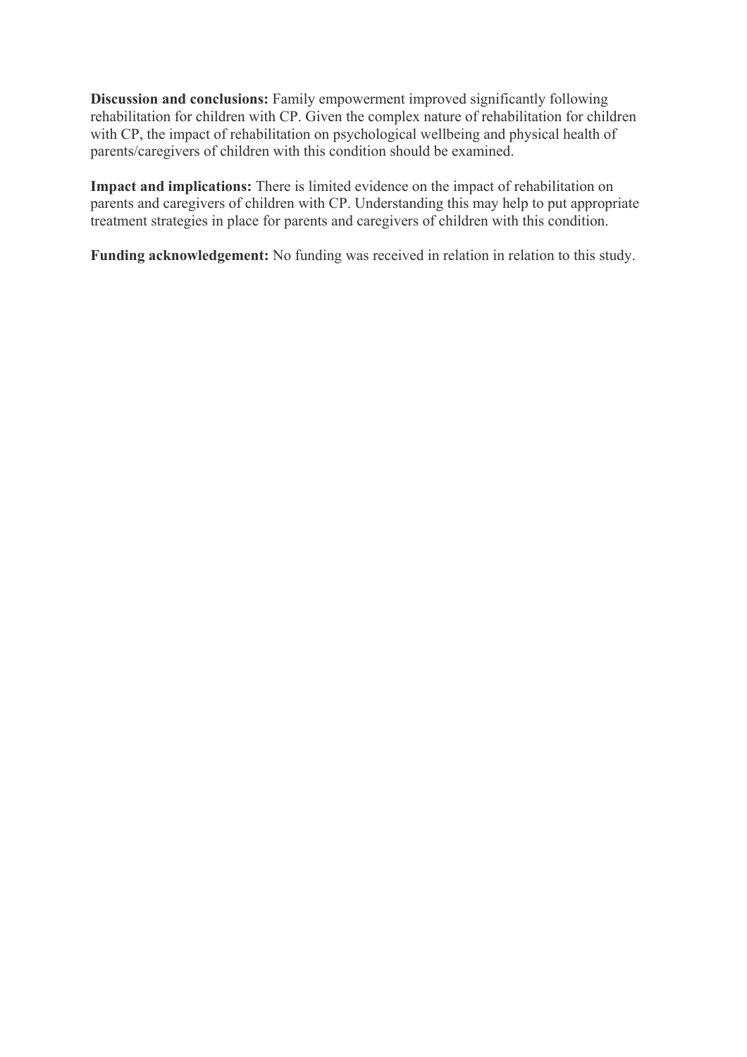**Discussion and conclusions:** Family empowerment improved significantly following rehabilitation for children with CP. Given the complex nature of rehabilitation for children with CP, the impact of rehabilitation on psychological wellbeing and physical health of parents/caregivers of children with this condition should be examined.

**Impact and implications:** There is limited evidence on the impact of rehabilitation on parents and caregivers of children with CP. Understanding this may help to put appropriate treatment strategies in place for parents and caregivers of children with this condition.

**Funding acknowledgement:** No funding was received in relation in relation to this study.